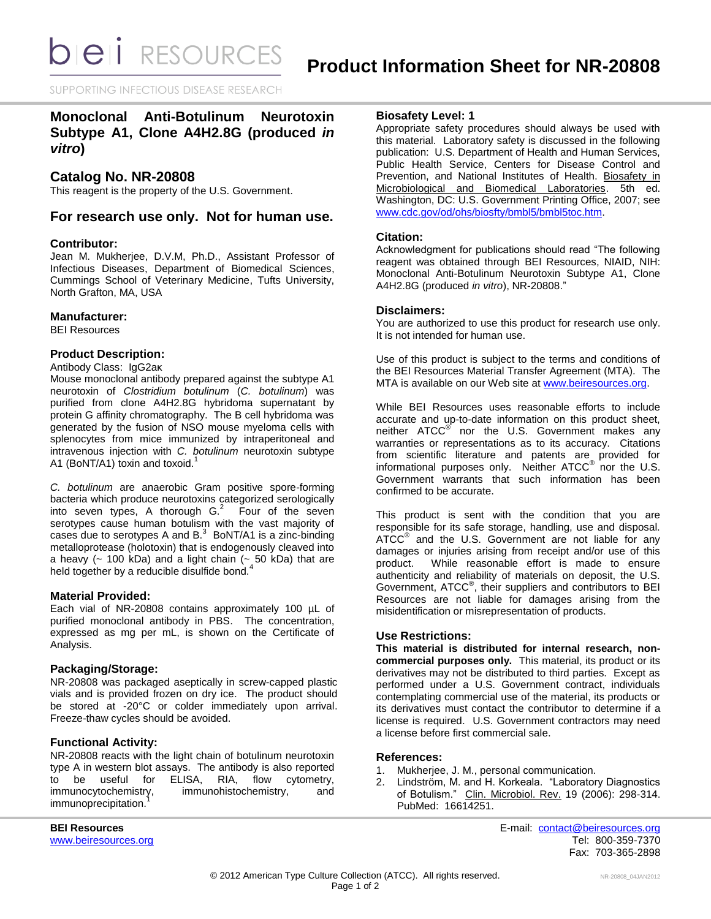# Product Information Sheet for NR-20808

bei RESOURCES

SUPPORTING INFECTIOUS DISEASE RESEARCH

## Monoclonal Anti-Botulinum Neurotoxin Subtype A1, Clone A4H2.8G (produced *in vitro*)

## Catalog No. NR-20808

This reagent is the property of the U.S. Government.

## For research use only. Not for human use.

### Contributor:

Jean M. Mukherjee, D.V.M, Ph.D., Assistant Professor of Infectious Diseases, Department of Biomedical Sciences, Cummings School of Veterinary Medicine, Tufts University, North Grafton, MA, USA

### Manufacturer:

BEI Resources

### Product Description:

Antibody Class: IgG2aκ

Mouse monoclonal antibody prepared against the subtype A1 neurotoxin of *Clostridium botulinum* (*C. botulinum*) was purified from clone A4H2.8G hybridoma supernatant by protein G affinity chromatography. The B cell hybridoma was generated by the fusion of NSO mouse myeloma cells with splenocytes from mice immunized by intraperitoneal and intravenous injection with *C. botulinum* neurotoxin subtype A1 (BoNT/A1) toxin and toxoid.[1]

*C. botulinum* are anaerobic Gram positive spore-forming bacteria which produce neurotoxins categorized serologically into seven types, A thorough G.[2] Four of the seven serotypes cause human botulism with the vast majority of cases due to serotypes A and B.[3] BoNT/A1 is a zinc-binding metalloprotease (holotoxin) that is endogenously cleaved into a heavy (~ 100 kDa) and a light chain (~ 50 kDa) that are held together by a reducible disulfide bond.[4]

### Material Provided:

Each vial of NR-20808 contains approximately 100 µL of purified monoclonal antibody in PBS. The concentration, expressed as mg per mL, is shown on the Certificate of Analysis.

### Packaging/Storage:

NR-20808 was packaged aseptically in screw-capped plastic vials and is provided frozen on dry ice. The product should be stored at -20°C or colder immediately upon arrival. Freeze-thaw cycles should be avoided.

### Functional Activity:

NR-20808 reacts with the light chain of botulinum neurotoxin type A in western blot assays. The antibody is also reported to be useful for ELISA, RIA, flow cytometry, immunocytochemistry, immunohistochemistry, and immunoprecipitation.[1]

### Biosafety Level: 1

Appropriate safety procedures should always be used with this material. Laboratory safety is discussed in the following publication: U.S. Department of Health and Human Services, Public Health Service, Centers for Disease Control and Prevention, and National Institutes of Health. Biosafety in Microbiological and Biomedical Laboratories. 5th ed. Washington, DC: U.S. Government Printing Office, 2007; see www.cdc.gov/od/ohs/biosfty/bmbl5/bmbl5toc.htm.

### Citation:

Acknowledgment for publications should read "The following reagent was obtained through BEI Resources, NIAID, NIH: Monoclonal Anti-Botulinum Neurotoxin Subtype A1, Clone A4H2.8G (produced *in vitro*), NR-20808."

### Disclaimers:

You are authorized to use this product for research use only. It is not intended for human use.

Use of this product is subject to the terms and conditions of the BEI Resources Material Transfer Agreement (MTA). The MTA is available on our Web site at www.beiresources.org.

While BEI Resources uses reasonable efforts to include accurate and up-to-date information on this product sheet, neither ATCC® nor the U.S. Government makes any warranties or representations as to its accuracy. Citations from scientific literature and patents are provided for informational purposes only. Neither ATCC® nor the U.S. Government warrants that such information has been confirmed to be accurate.

This product is sent with the condition that you are responsible for its safe storage, handling, use and disposal. ATCC® and the U.S. Government are not liable for any damages or injuries arising from receipt and/or use of this product. While reasonable effort is made to ensure authenticity and reliability of materials on deposit, the U.S. Government, ATCC®, their suppliers and contributors to BEI Resources are not liable for damages arising from the misidentification or misrepresentation of products.

### Use Restrictions:

**This material is distributed for internal research, non-commercial purposes only.** This material, its product or its derivatives may not be distributed to third parties. Except as performed under a U.S. Government contract, individuals contemplating commercial use of the material, its products or its derivatives must contact the contributor to determine if a license is required. U.S. Government contractors may need a license before first commercial sale.

### References:

1. Mukherjee, J. M., personal communication.
2. Lindström, M. and H. Korkeala. "Laboratory Diagnostics of Botulism." Clin. Microbiol. Rev. 19 (2006): 298-314. PubMed: 16614251.

**BEI Resources**
www.beiresources.org

E-mail: contact@beiresources.org
Tel: 800-359-7370
Fax: 703-365-2898

© 2012 American Type Culture Collection (ATCC). All rights reserved.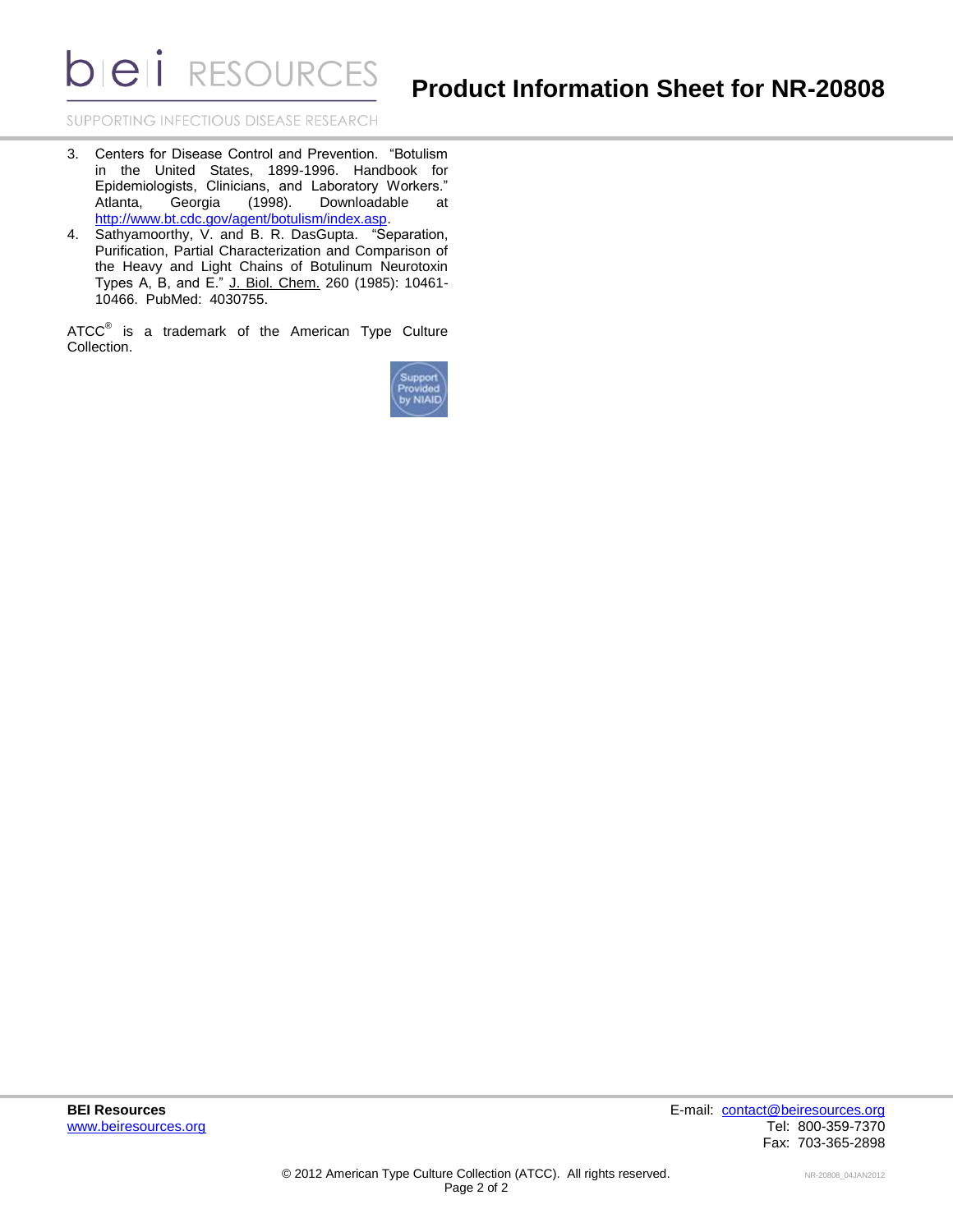3. Centers for Disease Control and Prevention. "Botulism in the United States, 1899-1996. Handbook for Epidemiologists, Clinicians, and Laboratory Workers." Atlanta, Georgia (1998). Downloadable at http://www.bt.cdc.gov/agent/botulism/index.asp.
4. Sathyamoorthy, V. and B. R. DasGupta. "Separation, Purification, Partial Characterization and Comparison of the Heavy and Light Chains of Botulinum Neurotoxin Types A, B, and E." J. Biol. Chem. 260 (1985): 10461-10466. PubMed: 4030755.

ATCC® is a trademark of the American Type Culture Collection.

Support Provided by NIAID

**BEI Resources**
www.beiresources.org

E-mail: contact@beiresources.org
Tel: 800-359-7370
Fax: 703-365-2898

© 2012 American Type Culture Collection (ATCC). All rights reserved.

NR-20808_04JAN2012